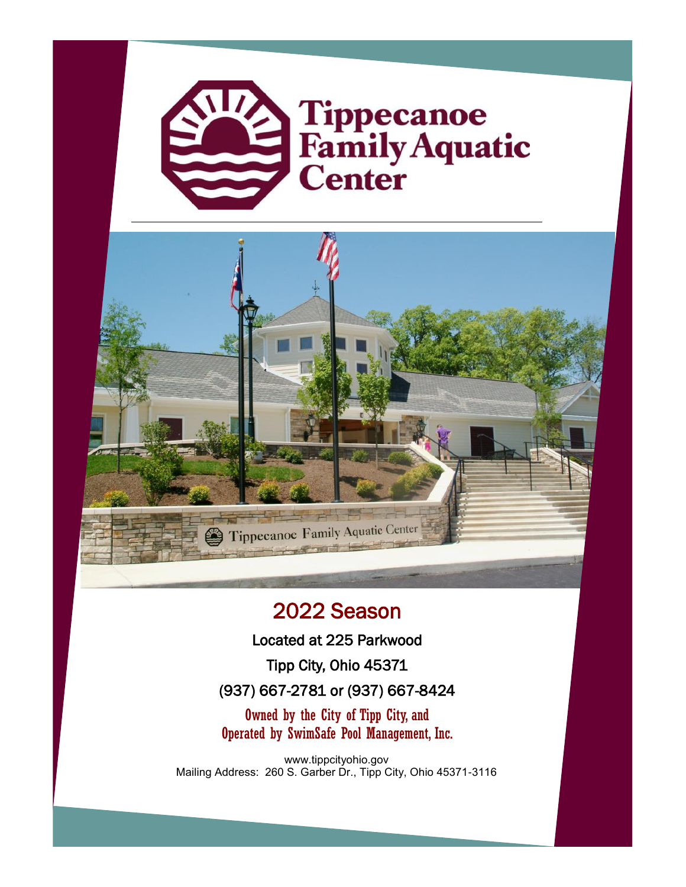# Tippecanoe Family Aquatic Center

## 2022 Season

Located at 225 Parkwood

Tipp City, Ohio 45371

(937) 667-2781 or (937) 667-8424

Owned by the City of Tipp City, and
Operated by SwimSafe Pool Management, Inc.

www.tippcityohio.gov
Mailing Address: 260 S. Garber Dr., Tipp City, Ohio 45371-3116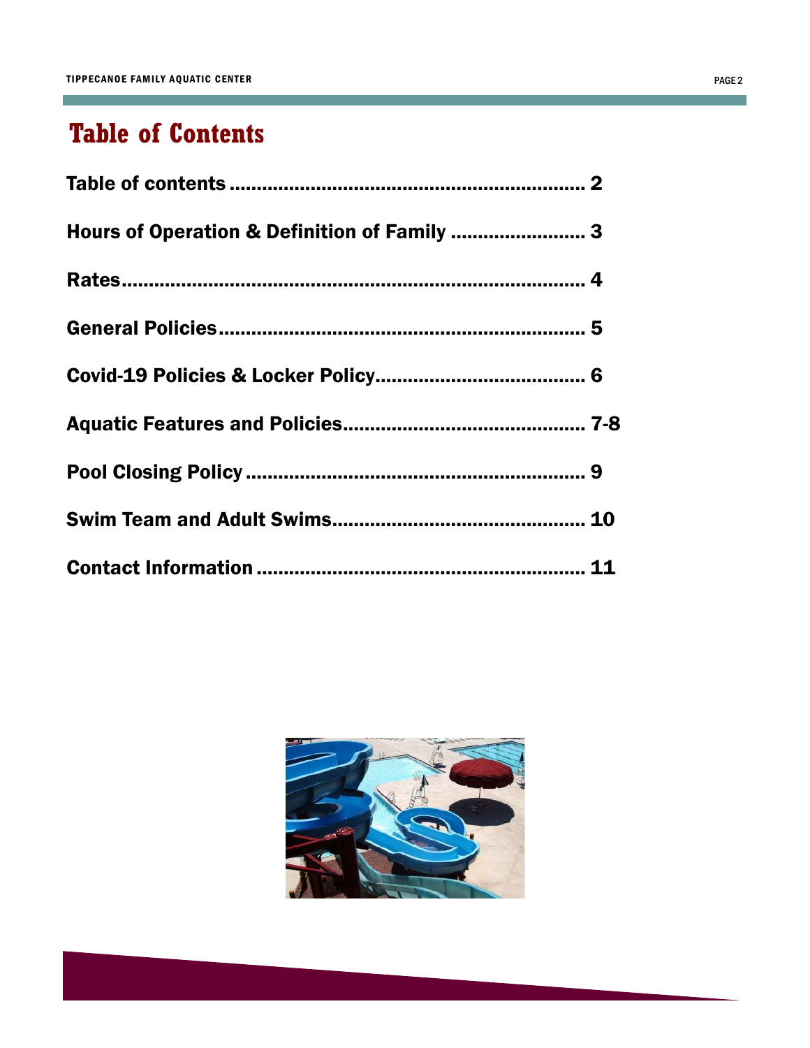# Table of Contents

Table of contents .................................................................. 2

Hours of Operation & Definition of Family ......................... 3

Rates........................................................................................ 4

General Policies...................................................................... 5

Covid-19 Policies & Locker Policy....................................... 6

Aquatic Features and Policies............................................. 7-8

Pool Closing Policy ................................................................ 9

Swim Team and Adult Swims............................................... 10

Contact Information .............................................................. 11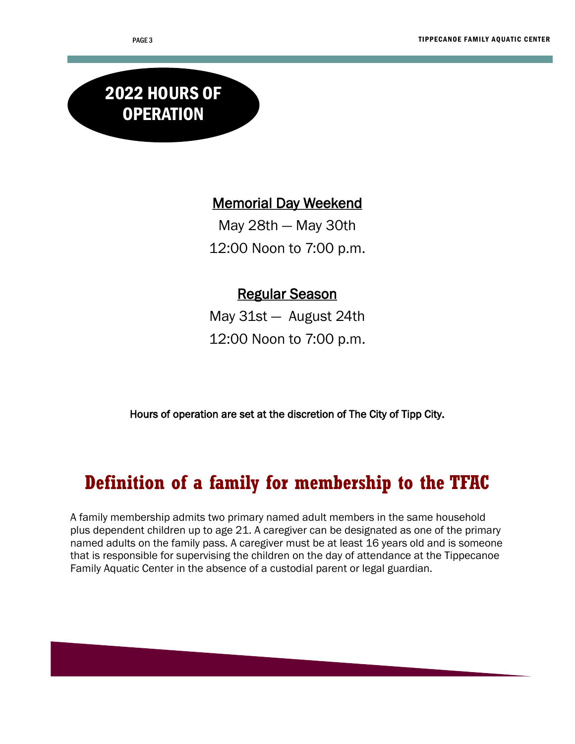# 2022 HOURS OF OPERATION

**Memorial Day Weekend**

May 28th — May 30th

12:00 Noon to 7:00 p.m.

**Regular Season**

May 31st — August 24th

12:00 Noon to 7:00 p.m.

Hours of operation are set at the discretion of The City of Tipp City.

## Definition of a family for membership to the TFAC

A family membership admits two primary named adult members in the same household plus dependent children up to age 21. A caregiver can be designated as one of the primary named adults on the family pass. A caregiver must be at least 16 years old and is someone that is responsible for supervising the children on the day of attendance at the Tippecanoe Family Aquatic Center in the absence of a custodial parent or legal guardian.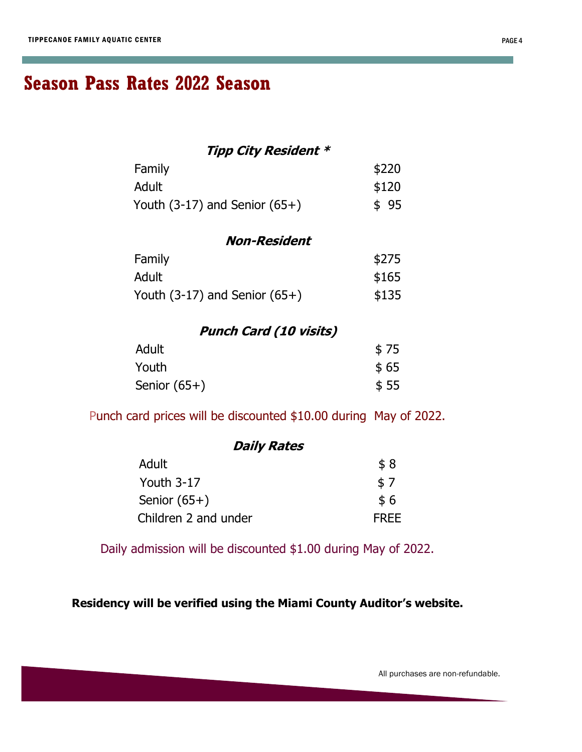# Season Pass Rates 2022 Season

| ***Tipp City Resident **** | |
|---|---|
| Family | $220 |
| Adult | $120 |
| Youth (3-17) and Senior (65+) | $ 95 |

| ***Non-Resident*** | |
|---|---|
| Family | $275 |
| Adult | $165 |
| Youth (3-17) and Senior (65+) | $135 |

| ***Punch Card (10 visits)*** | |
|---|---|
| Adult | $ 75 |
| Youth | $ 65 |
| Senior (65+) | $ 55 |

Punch card prices will be discounted $10.00 during May of 2022.

| ***Daily Rates*** | |
|---|---|
| Adult | $ 8 |
| Youth 3-17 | $ 7 |
| Senior (65+) | $ 6 |
| Children 2 and under | FREE |

Daily admission will be discounted $1.00 during May of 2022.

**Residency will be verified using the Miami County Auditor's website.**

All purchases are non-refundable.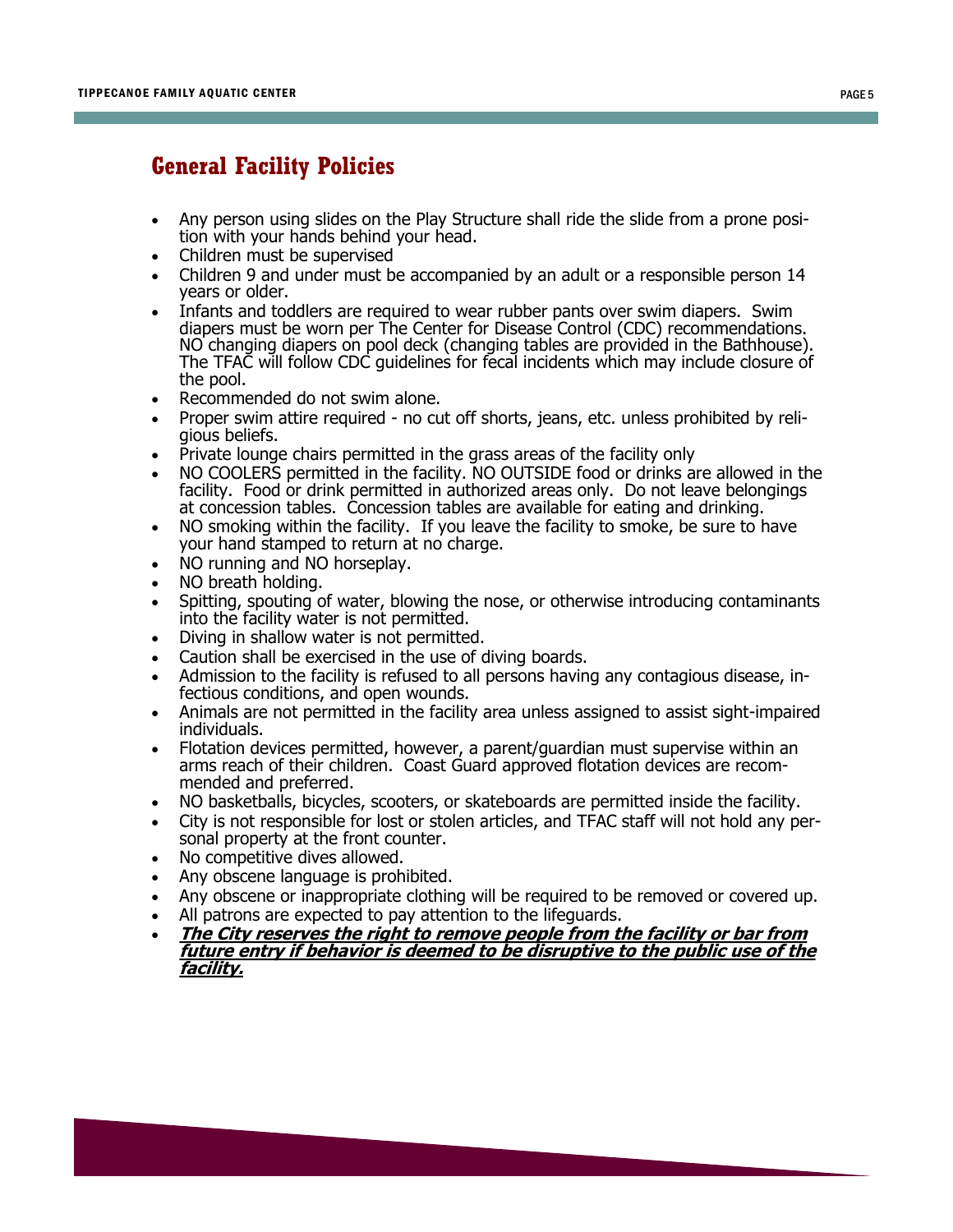## General Facility Policies

- Any person using slides on the Play Structure shall ride the slide from a prone position with your hands behind your head.
- Children must be supervised
- Children 9 and under must be accompanied by an adult or a responsible person 14 years or older.
- Infants and toddlers are required to wear rubber pants over swim diapers. Swim diapers must be worn per The Center for Disease Control (CDC) recommendations. NO changing diapers on pool deck (changing tables are provided in the Bathhouse). The TFAC will follow CDC guidelines for fecal incidents which may include closure of the pool.
- Recommended do not swim alone.
- Proper swim attire required - no cut off shorts, jeans, etc. unless prohibited by religious beliefs.
- Private lounge chairs permitted in the grass areas of the facility only
- NO COOLERS permitted in the facility. NO OUTSIDE food or drinks are allowed in the facility. Food or drink permitted in authorized areas only. Do not leave belongings at concession tables. Concession tables are available for eating and drinking.
- NO smoking within the facility. If you leave the facility to smoke, be sure to have your hand stamped to return at no charge.
- NO running and NO horseplay.
- NO breath holding.
- Spitting, spouting of water, blowing the nose, or otherwise introducing contaminants into the facility water is not permitted.
- Diving in shallow water is not permitted.
- Caution shall be exercised in the use of diving boards.
- Admission to the facility is refused to all persons having any contagious disease, infectious conditions, and open wounds.
- Animals are not permitted in the facility area unless assigned to assist sight-impaired individuals.
- Flotation devices permitted, however, a parent/guardian must supervise within an arms reach of their children. Coast Guard approved flotation devices are recommended and preferred.
- NO basketballs, bicycles, scooters, or skateboards are permitted inside the facility.
- City is not responsible for lost or stolen articles, and TFAC staff will not hold any personal property at the front counter.
- No competitive dives allowed.
- Any obscene language is prohibited.
- Any obscene or inappropriate clothing will be required to be removed or covered up.
- All patrons are expected to pay attention to the lifeguards.
- ***<u>The City reserves the right to remove people from the facility or bar from future entry if behavior is deemed to be disruptive to the public use of the facility.</u>***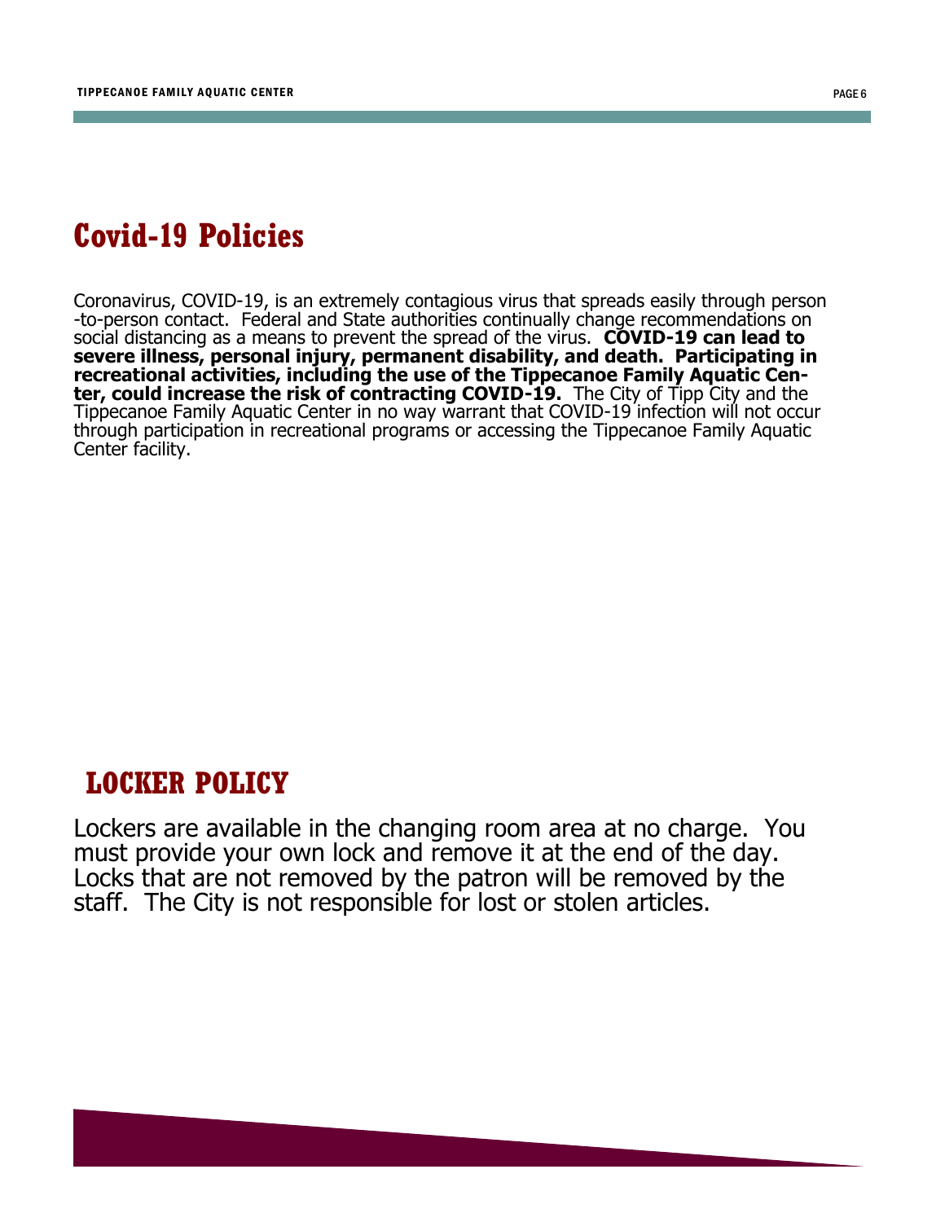## Covid-19 Policies

Coronavirus, COVID-19, is an extremely contagious virus that spreads easily through person-to-person contact. Federal and State authorities continually change recommendations on social distancing as a means to prevent the spread of the virus. **COVID-19 can lead to severe illness, personal injury, permanent disability, and death. Participating in recreational activities, including the use of the Tippecanoe Family Aquatic Center, could increase the risk of contracting COVID-19.** The City of Tipp City and the Tippecanoe Family Aquatic Center in no way warrant that COVID-19 infection will not occur through participation in recreational programs or accessing the Tippecanoe Family Aquatic Center facility.

## LOCKER POLICY

Lockers are available in the changing room area at no charge. You must provide your own lock and remove it at the end of the day. Locks that are not removed by the patron will be removed by the staff. The City is not responsible for lost or stolen articles.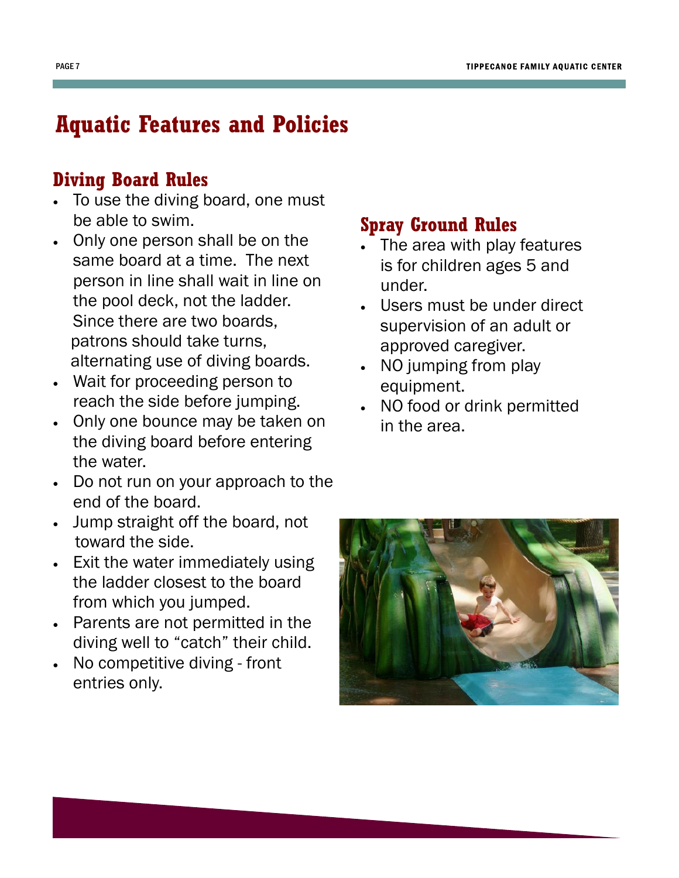# Aquatic Features and Policies

## Diving Board Rules

- To use the diving board, one must be able to swim.
- Only one person shall be on the same board at a time. The next person in line shall wait in line on the pool deck, not the ladder. Since there are two boards, patrons should take turns, alternating use of diving boards.
- Wait for proceeding person to reach the side before jumping.
- Only one bounce may be taken on the diving board before entering the water.
- Do not run on your approach to the end of the board.
- Jump straight off the board, not toward the side.
- Exit the water immediately using the ladder closest to the board from which you jumped.
- Parents are not permitted in the diving well to "catch" their child.
- No competitive diving - front entries only.

## Spray Ground Rules

- The area with play features is for children ages 5 and under.
- Users must be under direct supervision of an adult or approved caregiver.
- NO jumping from play equipment.
- NO food or drink permitted in the area.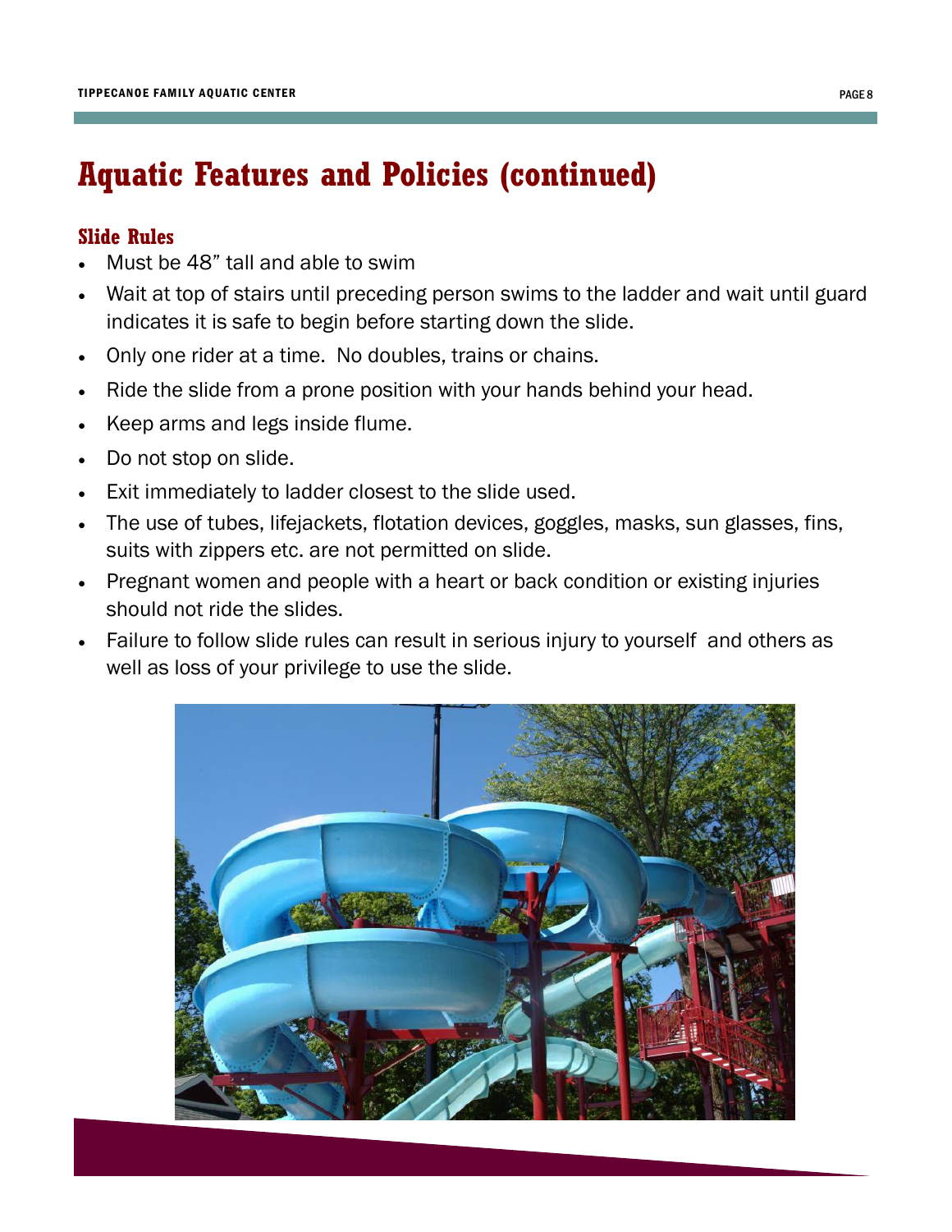# Aquatic Features and Policies (continued)

## Slide Rules

- Must be 48” tall and able to swim
- Wait at top of stairs until preceding person swims to the ladder and wait until guard indicates it is safe to begin before starting down the slide.
- Only one rider at a time. No doubles, trains or chains.
- Ride the slide from a prone position with your hands behind your head.
- Keep arms and legs inside flume.
- Do not stop on slide.
- Exit immediately to ladder closest to the slide used.
- The use of tubes, lifejackets, flotation devices, goggles, masks, sun glasses, fins, suits with zippers etc. are not permitted on slide.
- Pregnant women and people with a heart or back condition or existing injuries should not ride the slides.
- Failure to follow slide rules can result in serious injury to yourself and others as well as loss of your privilege to use the slide.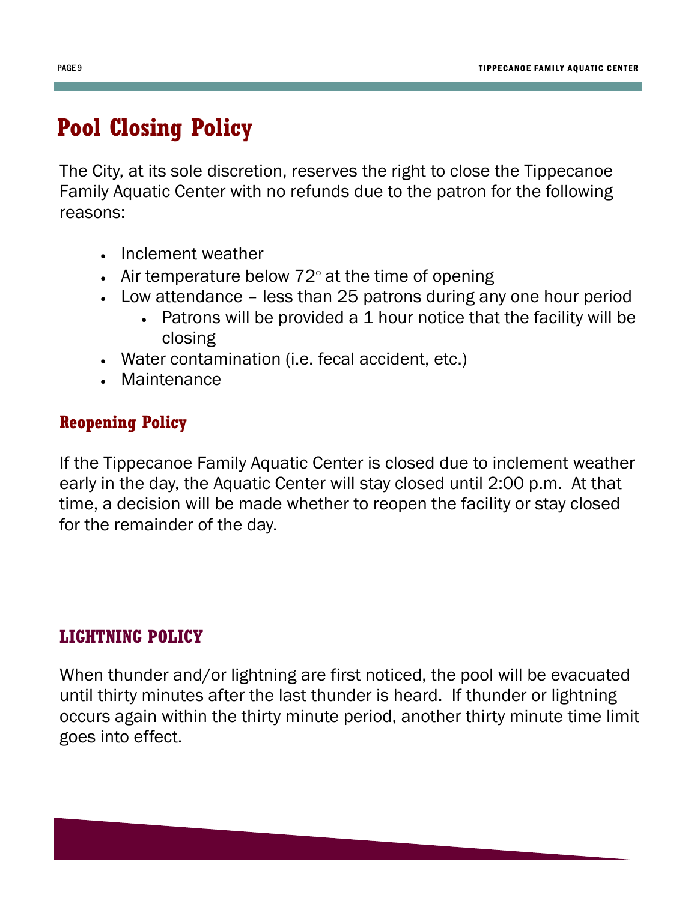# Pool Closing Policy

The City, at its sole discretion, reserves the right to close the Tippecanoe Family Aquatic Center with no refunds due to the patron for the following reasons:

- Inclement weather
- Air temperature below 72° at the time of opening
- Low attendance – less than 25 patrons during any one hour period
  - Patrons will be provided a 1 hour notice that the facility will be closing
- Water contamination (i.e. fecal accident, etc.)
- Maintenance

## Reopening Policy

If the Tippecanoe Family Aquatic Center is closed due to inclement weather early in the day, the Aquatic Center will stay closed until 2:00 p.m. At that time, a decision will be made whether to reopen the facility or stay closed for the remainder of the day.

## LIGHTNING POLICY

When thunder and/or lightning are first noticed, the pool will be evacuated until thirty minutes after the last thunder is heard. If thunder or lightning occurs again within the thirty minute period, another thirty minute time limit goes into effect.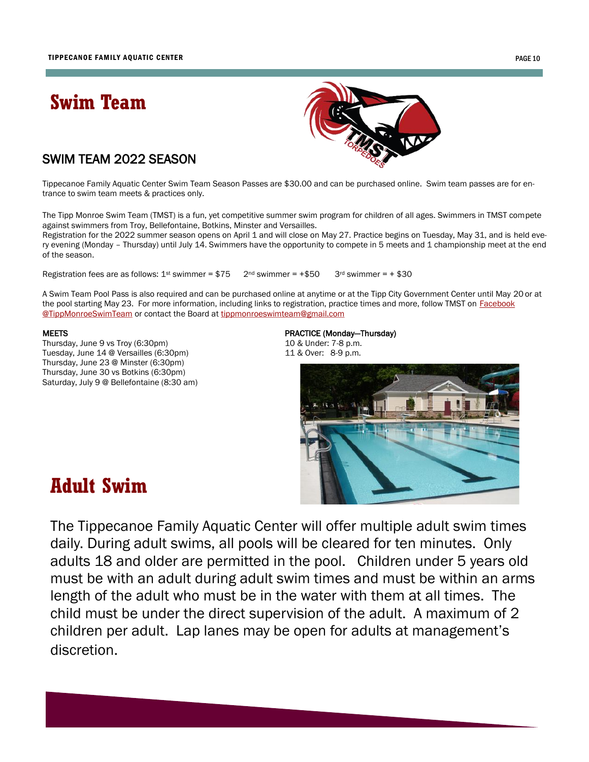# Swim Team

## SWIM TEAM 2022 SEASON

Tippecanoe Family Aquatic Center Swim Team Season Passes are $30.00 and can be purchased online. Swim team passes are for entrance to swim team meets & practices only.

The Tipp Monroe Swim Team (TMST) is a fun, yet competitive summer swim program for children of all ages. Swimmers in TMST compete against swimmers from Troy, Bellefontaine, Botkins, Minster and Versailles.
Registration for the 2022 summer season opens on April 1 and will close on May 27. Practice begins on Tuesday, May 31, and is held every evening (Monday – Thursday) until July 14. Swimmers have the opportunity to compete in 5 meets and 1 championship meet at the end of the season.

Registration fees are as follows: 1st swimmer = $75     2nd swimmer = +$50     3rd swimmer = + $30

A Swim Team Pool Pass is also required and can be purchased online at anytime or at the Tipp City Government Center until May 20 or at the pool starting May 23. For more information, including links to registration, practice times and more, follow TMST on Facebook @TippMonroeSwimTeam or contact the Board at tippmonroeswimteam@gmail.com

**MEETS**
Thursday, June 9 vs Troy (6:30pm)
Tuesday, June 14 @ Versailles (6:30pm)
Thursday, June 23 @ Minster (6:30pm)
Thursday, June 30 vs Botkins (6:30pm)
Saturday, July 9 @ Bellefontaine (8:30 am)

**PRACTICE (Monday—Thursday)**
10 & Under: 7-8 p.m.
11 & Over: 8-9 p.m.

# Adult Swim

The Tippecanoe Family Aquatic Center will offer multiple adult swim times daily. During adult swims, all pools will be cleared for ten minutes. Only adults 18 and older are permitted in the pool. Children under 5 years old must be with an adult during adult swim times and must be within an arms length of the adult who must be in the water with them at all times. The child must be under the direct supervision of the adult. A maximum of 2 children per adult. Lap lanes may be open for adults at management's discretion.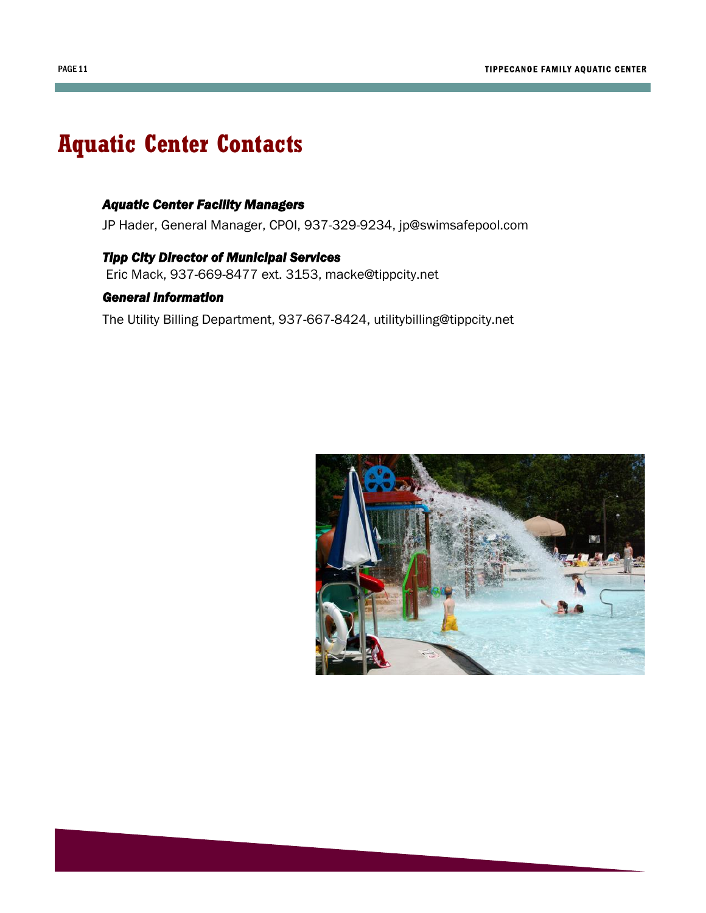# Aquatic Center Contacts

***Aquatic Center Facility Managers***

JP Hader, General Manager, CPOI, 937-329-9234, jp@swimsafepool.com

***Tipp City Director of Municipal Services***

Eric Mack, 937-669-8477 ext. 3153, macke@tippcity.net

***General Information***

The Utility Billing Department, 937-667-8424, utilitybilling@tippcity.net